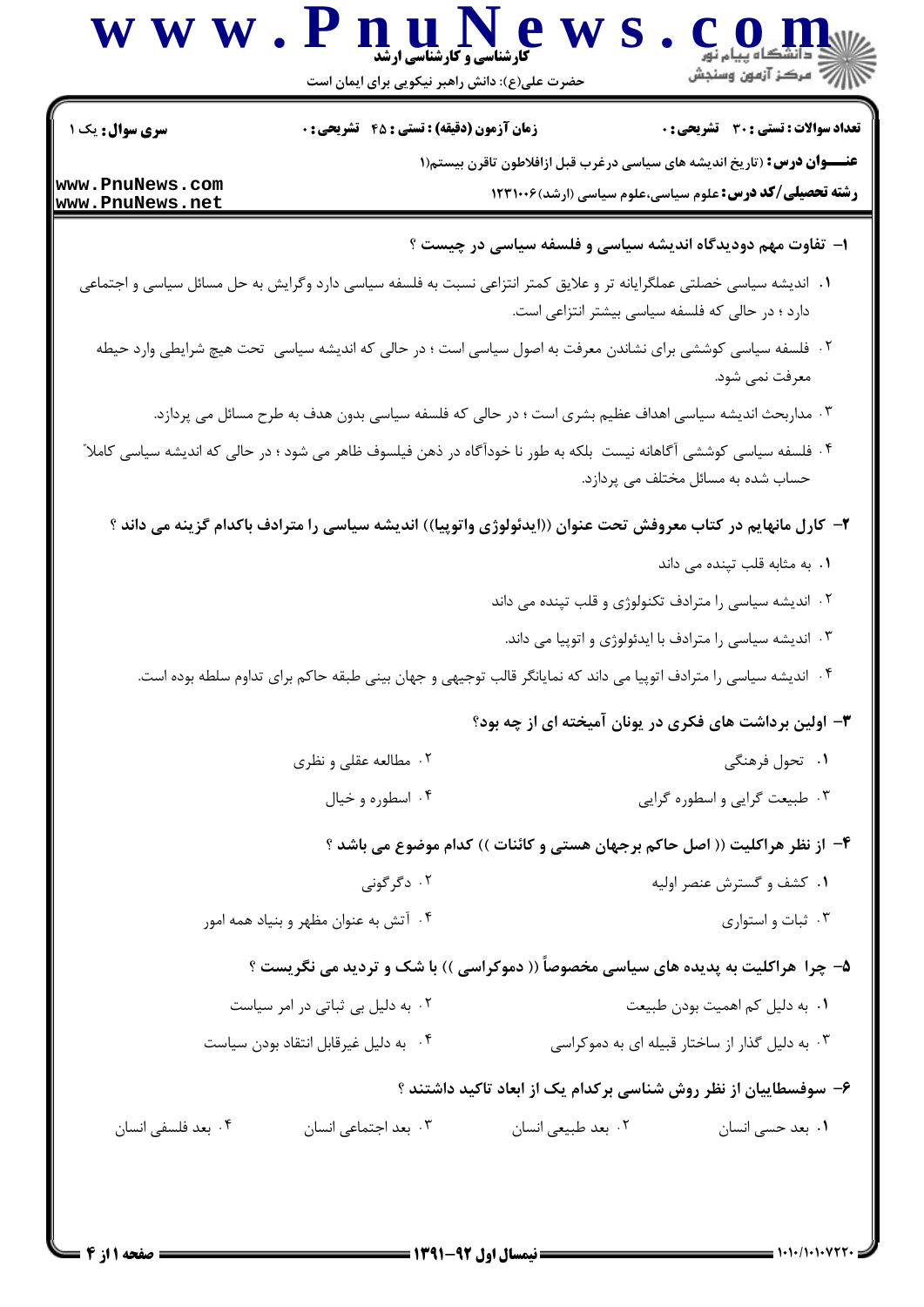**سری سوال:** یک ۱ | **زمان آزمون (دقیقه) : تستی : ۴۵ تشریحی : ۰** | **تعداد سوالات : تستی : ۳۰ تشریحی : ۰**

**عنـــوان درس:** (تاریخ اندیشه های سیاسی درغرب قبل ازافلاطون تاقرن بیستم(۱

**رشته تحصیلی/کد درس:** علوم سیاسی،علوم سیاسی (ارشد)۱۲۳۱۰۰۶

**۱- تفاوت مهم دودیدگاه اندیشه سیاسی و فلسفه سیاسی در چیست ؟**

۱. اندیشه سیاسی خصلتی عملگرایانه تر و علایق کمتر انتزاعی نسبت به فلسفه سیاسی دارد وگرایش به حل مسائل سیاسی و اجتماعی دارد ؛ در حالی که فلسفه سیاسی بیشتر انتزاعی است.

۲. فلسفه سیاسی کوششی برای نشاندن معرفت به اصول سیاسی است ؛ در حالی که اندیشه سیاسی تحت هیچ شرایطی وارد حیطه معرفت نمی شود.

۳. مداربحث اندیشه سیاسی اهداف عظیم بشری است ؛ در حالی که فلسفه سیاسی بدون هدف به طرح مسائل می پردازد.

۴. فلسفه سیاسی کوششی آگاهانه نیست بلکه به طور نا خودآگاه در ذهن فیلسوف ظاهر می شود ؛ در حالی که اندیشه سیاسی کاملا" حساب شده به مسائل مختلف می پردازد.

**۲- کارل مانهایم در کتاب معروفش تحت عنوان ((ایدئولوژی واتوپیا)) اندیشه سیاسی را مترادف باکدام گزینه می داند ؟**

۱. به مثابه قلب تپنده می داند

۲. اندیشه سیاسی را مترادف تکنولوژی و قلب تپنده می داند

۳. اندیشه سیاسی را مترادف با ایدئولوژی و اتوپیا می داند.

۴. اندیشه سیاسی را مترادف اتوپیا می داند که نمایانگر قالب توجیهی و جهان بینی طبقه حاکم برای تداوم سلطه بوده است.

**۳- اولین برداشت های فکری در یونان آمیخته ای از چه بود؟**

۱. تحول فرهنگی

۲. مطالعه عقلی و نظری

۳. طبیعت گرایی و اسطوره گرایی

۴. اسطوره و خیال

**۴- از نظر هراکلیت (( اصل حاکم برجهان هستی و کائنات )) کدام موضوع می باشد ؟**

۱. کشف و گسترش عنصر اولیه

۲. دگرگونی

۳. ثبات و استواری

۴. آتش به عنوان مظهر و بنیاد همه امور

**۵- چرا هراکلیت به پدیده های سیاسی مخصوصاً (( دموکراسی )) با شک و تردید می نگریست ؟**

۱. به دلیل کم اهمیت بودن طبیعت

۲. به دلیل بی ثباتی در امر سیاست

۳. به دلیل گذار از ساختار قبیله ای به دموکراسی

۴. به دلیل غیرقابل انتقاد بودن سیاست

**۶- سوفسطاییان از نظر روش شناسی برکدام یک از ابعاد تاکید داشتند ؟**

۱. بعد حسی انسان

۲. بعد طبیعی انسان

۳. بعد اجتماعی انسان

۴. بعد فلسفی انسان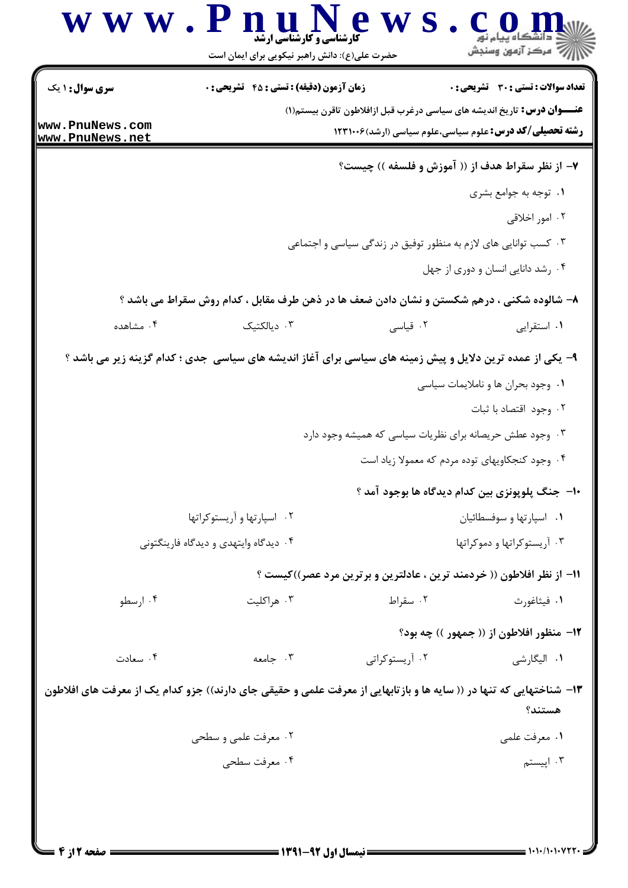**۷- از نظر سقراط هدف از (( آموزش و فلسفه )) چیست؟**

۱. توجه به جوامع بشری

۲. امور اخلاقی

۳. کسب توانایی های لازم به منظور توفیق در زندگی سیاسی و اجتماعی

۴. رشد دانایی انسان و دوری از جهل

**۸- شالوده شکنی ، درهم شکستن و نشان دادن ضعف ها در ذهن طرف مقابل ، کدام روش سقراط می باشد ؟**

۱. استقرایی

۲. قیاسی

۳. دیالکتیک

۴. مشاهده

**۹- یکی از عمده ترین دلایل و پیش زمینه های سیاسی برای آغاز اندیشه های سیاسی جدی ؛ کدام گزینه زیر می باشد ؟**

۱. وجود بحران ها و ناملایمات سیاسی

۲. وجود اقتصاد با ثبات

۳. وجود عطش حریصانه برای نظریات سیاسی که همیشه وجود دارد

۴. وجود کنجکاویهای توده مردم که معمولا زیاد است

**۱۰- جنگ پلوپونزی بین کدام دیدگاه ها بوجود آمد ؟**

۱. اسپارتها و سوفسطائیان

۲. اسپارتها و آریستوکراتها

۳. آریستوکراتها و دموکراتها

۴. دیدگاه وایتهدی و دیدگاه فارینگتونی

**۱۱- از نظر افلاطون (( خردمند ترین ، عادلترین و برترین مرد عصر))کیست ؟**

۱. فیثاغورث

۲. سقراط

۳. هراکلیت

۴. ارسطو

**۱۲- منظور افلاطون از (( جمهور )) چه بود؟**

۱. الیگارشی

۲. آریستوکراتی

۳. جامعه

۴. سعادت

**۱۳- شناختهایی که تنها در (( سایه ها و بازتابهایی از معرفت علمی و حقیقی جای دارند)) جزو کدام یک از معرفت های افلاطون هستند؟**

۱. معرفت علمی

۲. معرفت علمی و سطحی

۳. اپیستم

۴. معرفت سطحی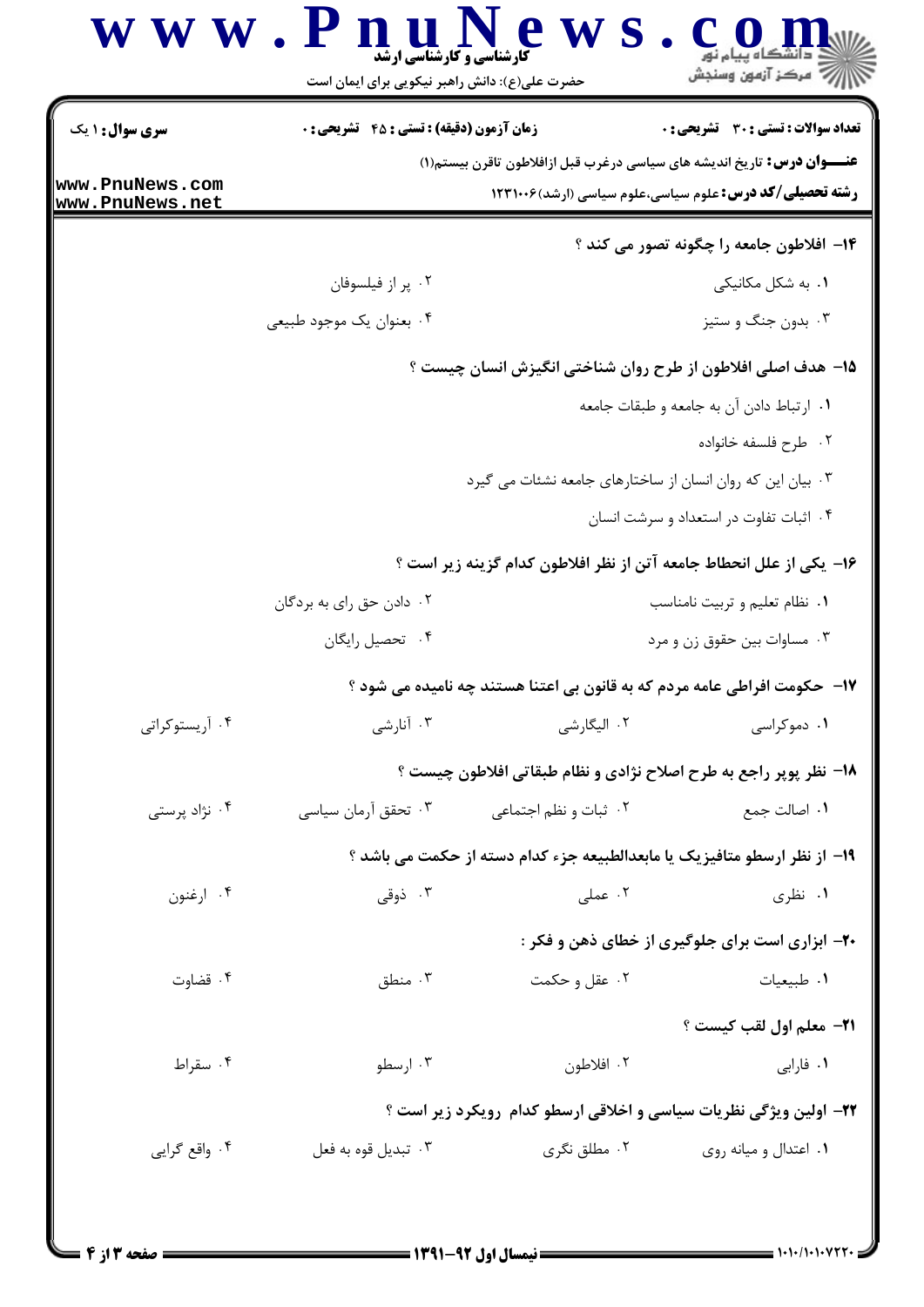**سری سوال:** ۱ یک | **زمان آزمون (دقیقه) : تستی : ۴۵ تشریحی : ۰** | **تعداد سوالات : تستی : ۳۰ تشریحی : ۰**

**عنـــوان درس:** تاریخ اندیشه های سیاسی درغرب قبل ازافلاطون تاقرن بیستم(۱)

**رشته تحصیلی/کد درس:** علوم سیاسی،علوم سیاسی (ارشد)۱۲۳۱۰۰۶

**۱۴- افلاطون جامعه را چگونه تصور می کند ؟**

۱. به شکل مکانیکی
۲. پر از فیلسوفان
۳. بدون جنگ و ستیز
۴. بعنوان یک موجود طبیعی

**۱۵- هدف اصلی افلاطون از طرح روان شناختی انگیزش انسان چیست ؟**

۱. ارتباط دادن آن به جامعه و طبقات جامعه
۲. طرح فلسفه خانواده
۳. بیان این که روان انسان از ساختارهای جامعه نشئات می گیرد
۴. اثبات تفاوت در استعداد و سرشت انسان

**۱۶- یکی از علل انحطاط جامعه آتن از نظر افلاطون کدام گزینه زیر است ؟**

۱. نظام تعلیم و تربیت نامناسب
۲. دادن حق رای به بردگان
۳. مساوات بین حقوق زن و مرد
۴. تحصیل رایگان

**۱۷- حکومت افراطی عامه مردم که به قانون بی اعتنا هستند چه نامیده می شود ؟**

۱. دموکراسی
۲. الیگارشی
۳. آنارشی
۴. آریستوکراتی

**۱۸- نظر پوپر راجع به طرح اصلاح نژادی و نظام طبقاتی افلاطون چیست ؟**

۱. اصالت جمع
۲. ثبات و نظم اجتماعی
۳. تحقق آرمان سیاسی
۴. نژاد پرستی

**۱۹- از نظر ارسطو متافیزیک یا مابعدالطبیعه جزء کدام دسته از حکمت می باشد ؟**

۱. نظری
۲. عملی
۳. ذوقی
۴. ارغنون

**۲۰- ابزاری است برای جلوگیری از خطای ذهن و فکر :**

۱. طبیعیات
۲. عقل و حکمت
۳. منطق
۴. قضاوت

**۲۱- معلم اول لقب کیست ؟**

۱. فارابی
۲. افلاطون
۳. ارسطو
۴. سقراط

**۲۲- اولین ویژگی نظریات سیاسی و اخلاقی ارسطو کدام رویکرد زیر است ؟**

۱. اعتدال و میانه روی
۲. مطلق نگری
۳. تبدیل قوه به فعل
۴. واقع گرایی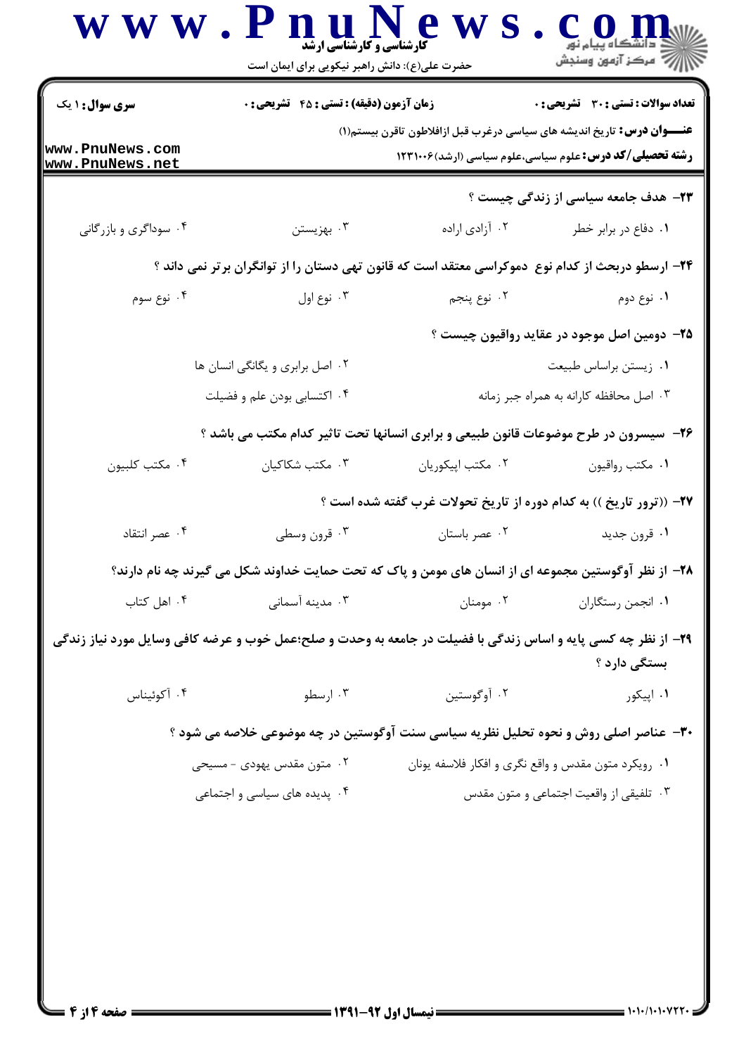**سری سوال:** ۱ یک | **زمان آزمون (دقیقه) : تستی : ۴۵ تشریحی : ۰** | **تعداد سوالات : تستی : ۳۰ تشریحی : ۰**

**عنـــوان درس:** تاریخ اندیشه های سیاسی درغرب قبل ازافلاطون تاقرن بیستم(۱)

**رشته تحصیلی/کد درس:** علوم سیاسی،علوم سیاسی (ارشد)۱۲۳۱۰۰۶

**۲۳- هدف جامعه سیاسی از زندگی چیست ؟**

۱. دفاع در برابر خطر
۲. آزادی اراده
۳. بهزیستن
۴. سوداگری و بازرگانی

**۲۴- ارسطو دربحث از کدام نوع دموکراسی معتقد است که قانون تهی دستان را از توانگران برتر نمی داند ؟**

۱. نوع دوم
۲. نوع پنجم
۳. نوع اول
۴. نوع سوم

**۲۵- دومین اصل موجود در عقاید رواقیون چیست ؟**

۱. زیستن براساس طبیعت
۲. اصل برابری و یگانگی انسان ها
۳. اصل محافظه کارانه به همراه جبر زمانه
۴. اکتسابی بودن علم و فضیلت

**۲۶- سیسرون در طرح موضوعات قانون طبیعی و برابری انسانها تحت تاثیر کدام مکتب می باشد ؟**

۱. مکتب رواقیون
۲. مکتب اپیکوریان
۳. مکتب شکاکیان
۴. مکتب کلبیون

**۲۷- ((ترور تاریخ )) به کدام دوره از تاریخ تحولات غرب گفته شده است ؟**

۱. قرون جدید
۲. عصر باستان
۳. قرون وسطی
۴. عصر انتقاد

**۲۸- از نظر آوگوستین مجموعه ای از انسان های مومن و پاک که تحت حمایت خداوند شکل می گیرند چه نام دارند؟**

۱. انجمن رستگاران
۲. مومنان
۳. مدینه آسمانی
۴. اهل کتاب

**۲۹- از نظر چه کسی پایه و اساس زندگی با فضیلت در جامعه به وحدت و صلح؛عمل خوب و عرضه کافی وسایل مورد نیاز زندگی بستگی دارد ؟**

۱. اپیکور
۲. آوگوستین
۳. ارسطو
۴. آکوئیناس

**۳۰- عناصر اصلی روش و نحوه تحلیل نظریه سیاسی سنت آوگوستین در چه موضوعی خلاصه می شود ؟**

۱. رویکرد متون مقدس و واقع نگری و افکار فلاسفه یونان
۲. متون مقدس یهودی - مسیحی
۳. تلفیقی از واقعیت اجتماعی و متون مقدس
۴. پدیده های سیاسی و اجتماعی